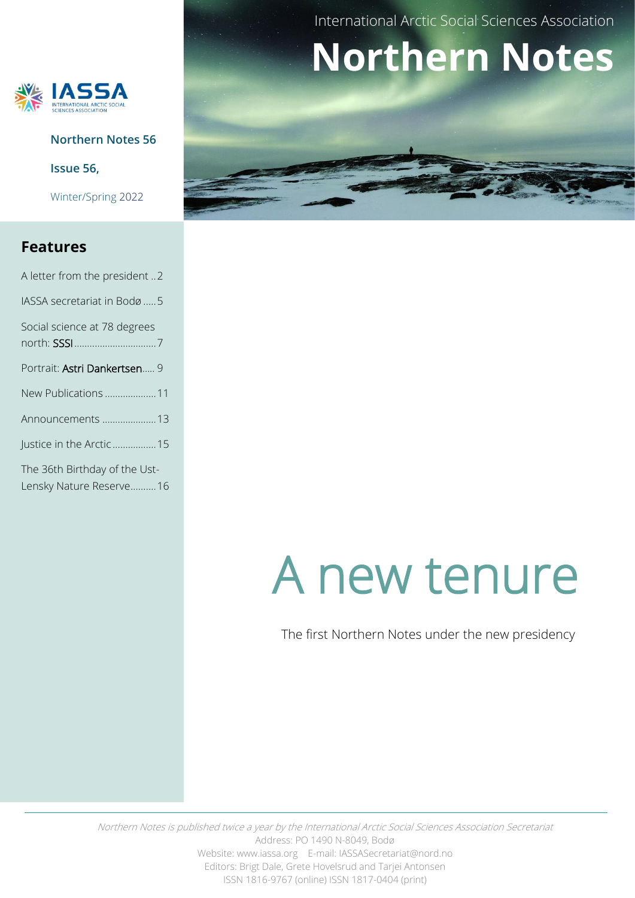International Arctic Social Sciences Association

# Northern Notes

IASSA
INTERNATIONAL ARCTIC SOCIAL SCIENCES ASSOCIATION

**Northern Notes 56**

**Issue 56,**

Winter/Spring 2022

## Features

- A letter from the president ..2
- IASSA secretariat in Bodø .....5
- Social science at 78 degrees north: SSSI ..............................7
- Portrait: Astri Dankertsen..... 9
- New Publications ...................11
- Announcements ....................13
- Justice in the Arctic ................15
- The 36th Birthday of the Ust-Lensky Nature Reserve..........16

# A new tenure

The first Northern Notes under the new presidency

*Northern Notes is published twice a year by the International Arctic Social Sciences Association Secretariat*
Address: PO 1490 N-8049, Bodø
Website: www.iassa.org E-mail: IASSASecretariat@nord.no
Editors: Brigt Dale, Grete Hovelsrud and Tarjei Antonsen
ISSN 1816-9767 (online) ISSN 1817-0404 (print)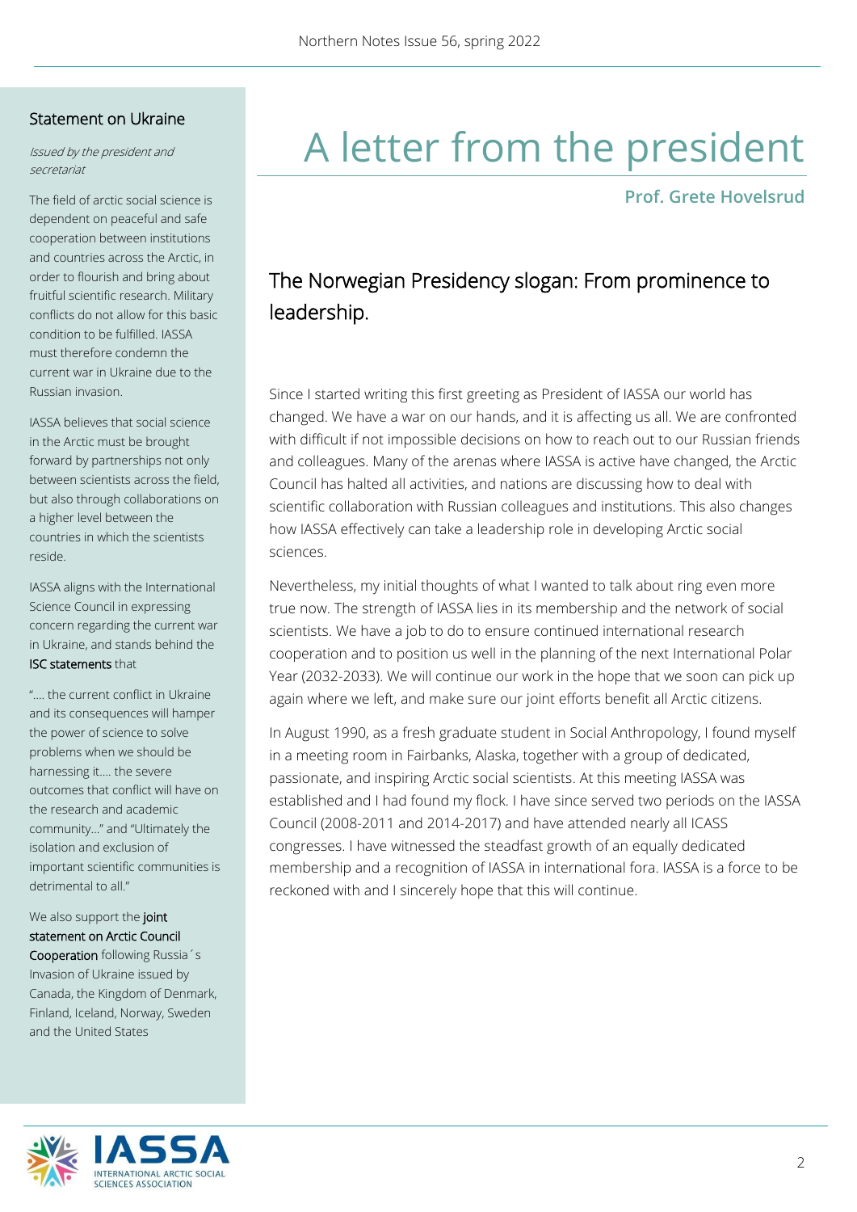# A letter from the president

**Prof. Grete Hovelsrud**

## The Norwegian Presidency slogan: From prominence to leadership.

Since I started writing this first greeting as President of IASSA our world has changed. We have a war on our hands, and it is affecting us all. We are confronted with difficult if not impossible decisions on how to reach out to our Russian friends and colleagues. Many of the arenas where IASSA is active have changed, the Arctic Council has halted all activities, and nations are discussing how to deal with scientific collaboration with Russian colleagues and institutions. This also changes how IASSA effectively can take a leadership role in developing Arctic social sciences.

Nevertheless, my initial thoughts of what I wanted to talk about ring even more true now. The strength of IASSA lies in its membership and the network of social scientists. We have a job to do to ensure continued international research cooperation and to position us well in the planning of the next International Polar Year (2032-2033). We will continue our work in the hope that we soon can pick up again where we left, and make sure our joint efforts benefit all Arctic citizens.

In August 1990, as a fresh graduate student in Social Anthropology, I found myself in a meeting room in Fairbanks, Alaska, together with a group of dedicated, passionate, and inspiring Arctic social scientists. At this meeting IASSA was established and I had found my flock. I have since served two periods on the IASSA Council (2008-2011 and 2014-2017) and have attended nearly all ICASS congresses. I have witnessed the steadfast growth of an equally dedicated membership and a recognition of IASSA in international fora. IASSA is a force to be reckoned with and I sincerely hope that this will continue.

### Statement on Ukraine

*Issued by the president and secretariat*

The field of arctic social science is dependent on peaceful and safe cooperation between institutions and countries across the Arctic, in order to flourish and bring about fruitful scientific research. Military conflicts do not allow for this basic condition to be fulfilled. IASSA must therefore condemn the current war in Ukraine due to the Russian invasion.

IASSA believes that social science in the Arctic must be brought forward by partnerships not only between scientists across the field, but also through collaborations on a higher level between the countries in which the scientists reside.

IASSA aligns with the International Science Council in expressing concern regarding the current war in Ukraine, and stands behind the ISC statements that

"…. the current conflict in Ukraine and its consequences will hamper the power of science to solve problems when we should be harnessing it…. the severe outcomes that conflict will have on the research and academic community…" and "Ultimately the isolation and exclusion of important scientific communities is detrimental to all."

We also support the joint statement on Arctic Council Cooperation following Russia´s Invasion of Ukraine issued by Canada, the Kingdom of Denmark, Finland, Iceland, Norway, Sweden and the United States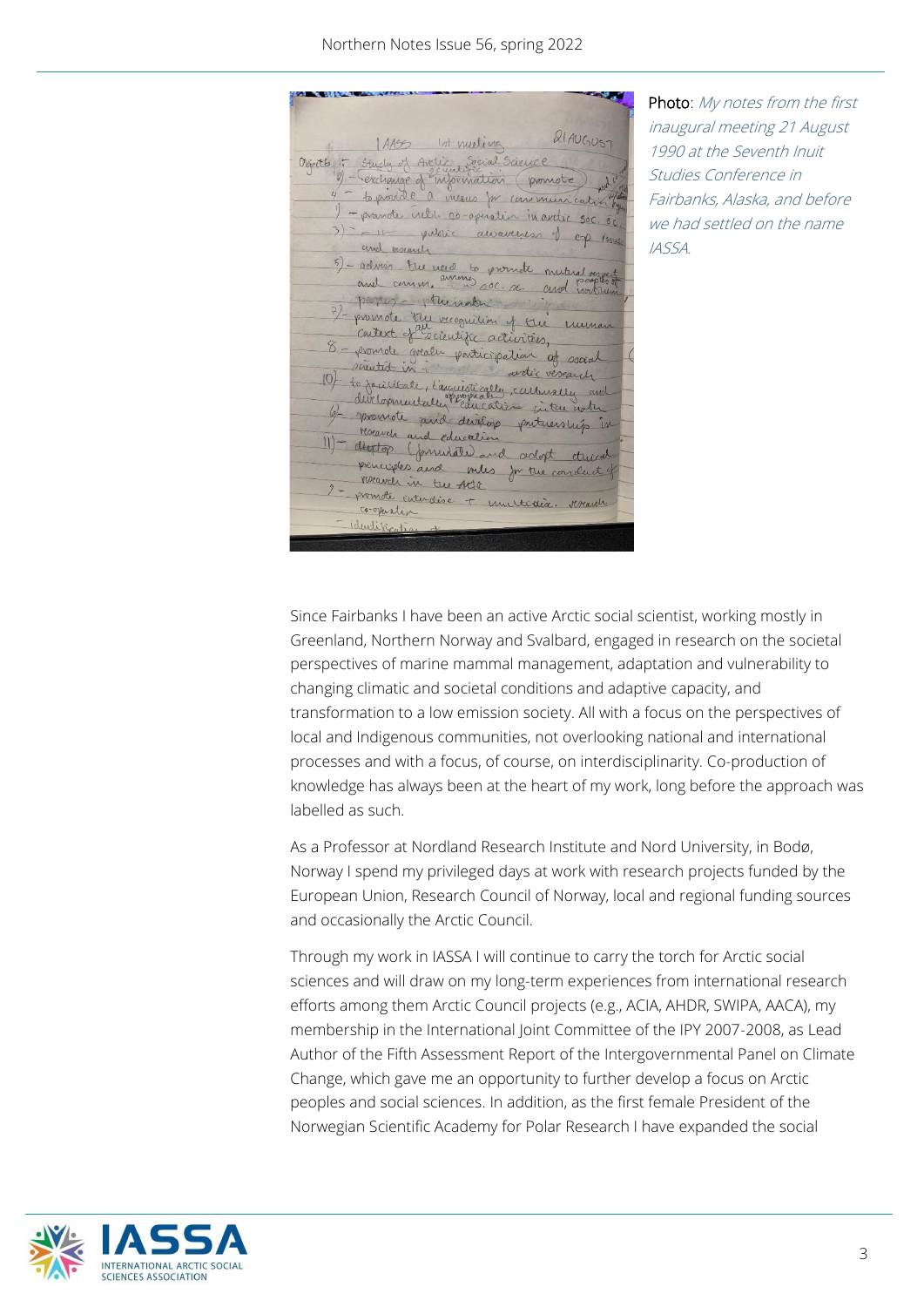**Photo**: *My notes from the first inaugural meeting 21 August 1990 at the Seventh Inuit Studies Conference in Fairbanks, Alaska, and before we had settled on the name IASSA.*

Since Fairbanks I have been an active Arctic social scientist, working mostly in Greenland, Northern Norway and Svalbard, engaged in research on the societal perspectives of marine mammal management, adaptation and vulnerability to changing climatic and societal conditions and adaptive capacity, and transformation to a low emission society. All with a focus on the perspectives of local and Indigenous communities, not overlooking national and international processes and with a focus, of course, on interdisciplinarity. Co-production of knowledge has always been at the heart of my work, long before the approach was labelled as such.

As a Professor at Nordland Research Institute and Nord University, in Bodø, Norway I spend my privileged days at work with research projects funded by the European Union, Research Council of Norway, local and regional funding sources and occasionally the Arctic Council.

Through my work in IASSA I will continue to carry the torch for Arctic social sciences and will draw on my long-term experiences from international research efforts among them Arctic Council projects (e.g., ACIA, AHDR, SWIPA, AACA), my membership in the International Joint Committee of the IPY 2007-2008, as Lead Author of the Fifth Assessment Report of the Intergovernmental Panel on Climate Change, which gave me an opportunity to further develop a focus on Arctic peoples and social sciences. In addition, as the first female President of the Norwegian Scientific Academy for Polar Research I have expanded the social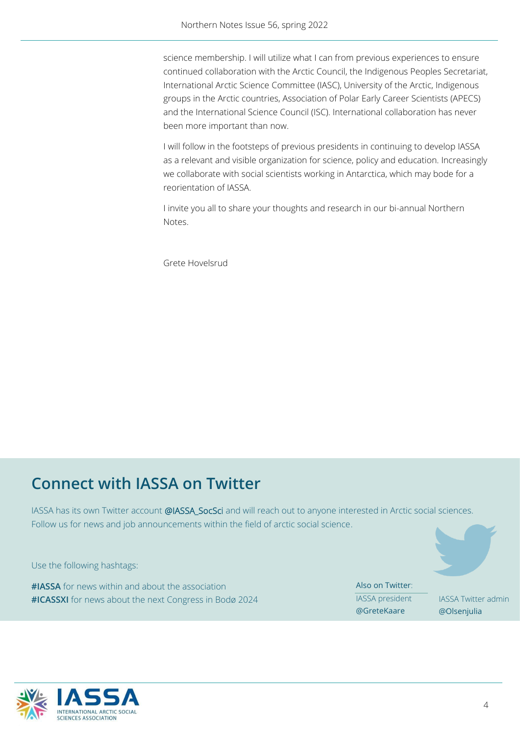science membership. I will utilize what I can from previous experiences to ensure continued collaboration with the Arctic Council, the Indigenous Peoples Secretariat, International Arctic Science Committee (IASC), University of the Arctic, Indigenous groups in the Arctic countries, Association of Polar Early Career Scientists (APECS) and the International Science Council (ISC). International collaboration has never been more important than now.

I will follow in the footsteps of previous presidents in continuing to develop IASSA as a relevant and visible organization for science, policy and education. Increasingly we collaborate with social scientists working in Antarctica, which may bode for a reorientation of IASSA.

I invite you all to share your thoughts and research in our bi-annual Northern Notes.

Grete Hovelsrud

## Connect with IASSA on Twitter

IASSA has its own Twitter account @IASSA_SocSci and will reach out to anyone interested in Arctic social sciences. Follow us for news and job announcements within the field of arctic social science.

Use the following hashtags:

**#IASSA** for news within and about the association
**#ICASSXI** for news about the next Congress in Bodø 2024

Also on Twitter:

IASSA president @GreteKaare

IASSA Twitter admin @Olsenjulia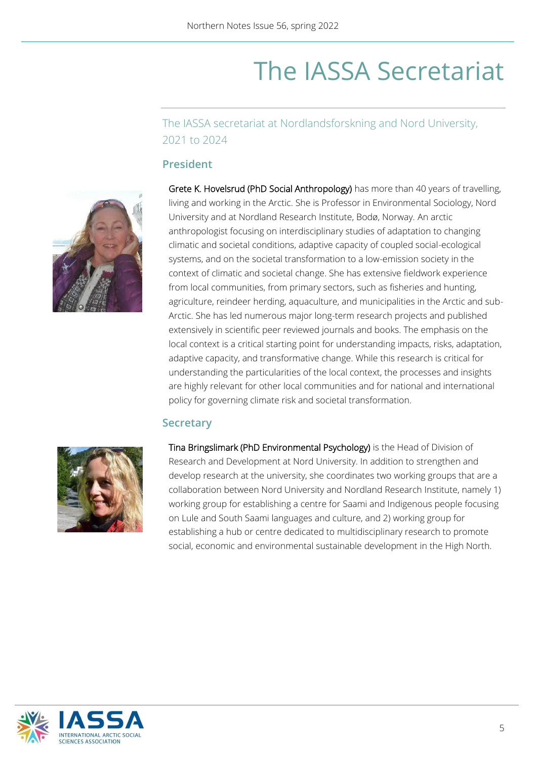# The IASSA Secretariat

The IASSA secretariat at Nordlandsforskning and Nord University, 2021 to 2024

## President

Grete K. Hovelsrud (PhD Social Anthropology) has more than 40 years of travelling, living and working in the Arctic. She is Professor in Environmental Sociology, Nord University and at Nordland Research Institute, Bodø, Norway. An arctic anthropologist focusing on interdisciplinary studies of adaptation to changing climatic and societal conditions, adaptive capacity of coupled social-ecological systems, and on the societal transformation to a low-emission society in the context of climatic and societal change. She has extensive fieldwork experience from local communities, from primary sectors, such as fisheries and hunting, agriculture, reindeer herding, aquaculture, and municipalities in the Arctic and sub-Arctic. She has led numerous major long-term research projects and published extensively in scientific peer reviewed journals and books. The emphasis on the local context is a critical starting point for understanding impacts, risks, adaptation, adaptive capacity, and transformative change. While this research is critical for understanding the particularities of the local context, the processes and insights are highly relevant for other local communities and for national and international policy for governing climate risk and societal transformation.

## Secretary

Tina Bringslimark (PhD Environmental Psychology) is the Head of Division of Research and Development at Nord University. In addition to strengthen and develop research at the university, she coordinates two working groups that are a collaboration between Nord University and Nordland Research Institute, namely 1) working group for establishing a centre for Saami and Indigenous people focusing on Lule and South Saami languages and culture, and 2) working group for establishing a hub or centre dedicated to multidisciplinary research to promote social, economic and environmental sustainable development in the High North.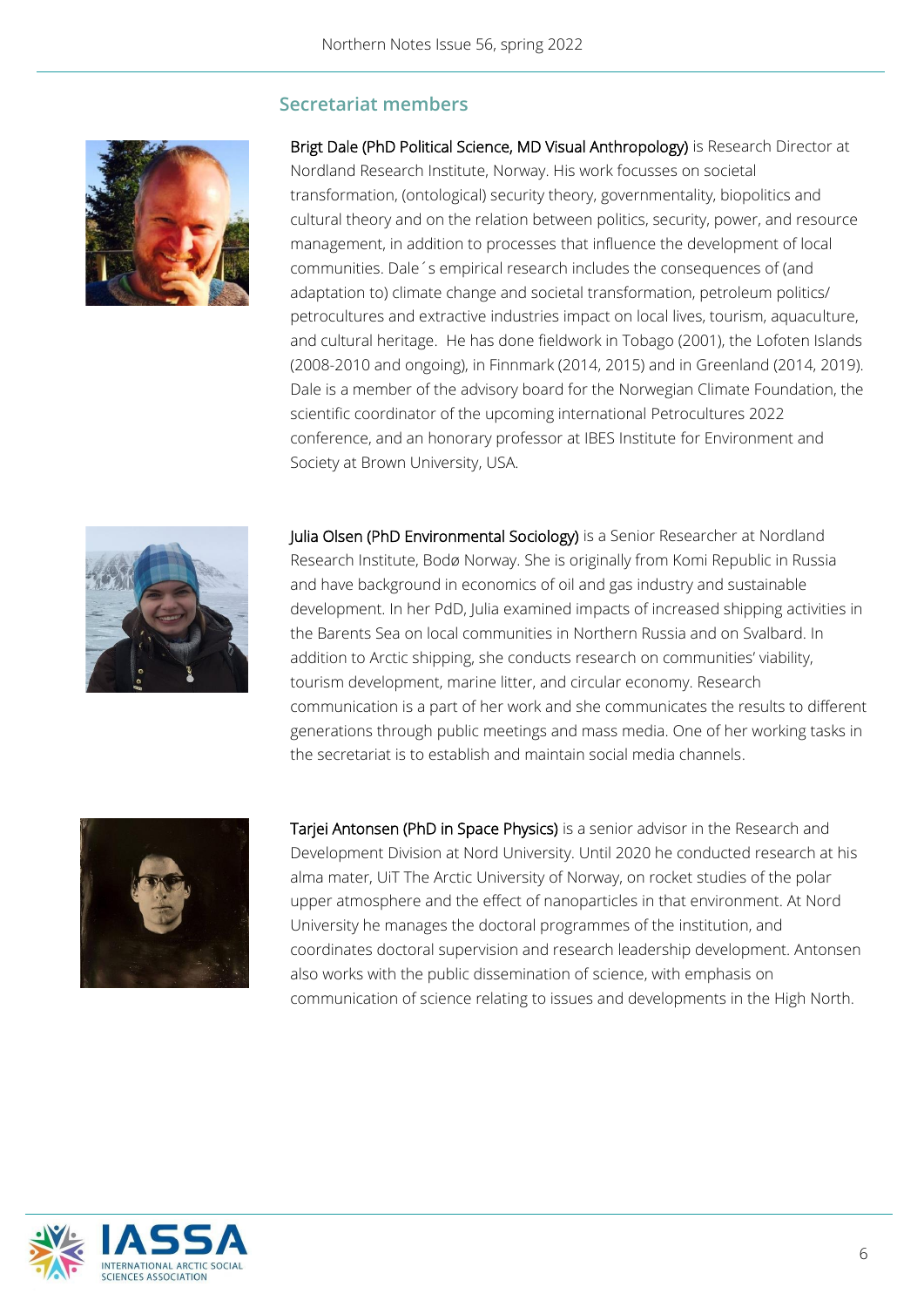## Secretariat members

**Brigt Dale (PhD Political Science, MD Visual Anthropology)** is Research Director at Nordland Research Institute, Norway. His work focusses on societal transformation, (ontological) security theory, governmentality, biopolitics and cultural theory and on the relation between politics, security, power, and resource management, in addition to processes that influence the development of local communities. Dale´s empirical research includes the consequences of (and adaptation to) climate change and societal transformation, petroleum politics/ petrocultures and extractive industries impact on local lives, tourism, aquaculture, and cultural heritage. He has done fieldwork in Tobago (2001), the Lofoten Islands (2008-2010 and ongoing), in Finnmark (2014, 2015) and in Greenland (2014, 2019). Dale is a member of the advisory board for the Norwegian Climate Foundation, the scientific coordinator of the upcoming international Petrocultures 2022 conference, and an honorary professor at IBES Institute for Environment and Society at Brown University, USA.

**Julia Olsen (PhD Environmental Sociology)** is a Senior Researcher at Nordland Research Institute, Bodø Norway. She is originally from Komi Republic in Russia and have background in economics of oil and gas industry and sustainable development. In her PdD, Julia examined impacts of increased shipping activities in the Barents Sea on local communities in Northern Russia and on Svalbard. In addition to Arctic shipping, she conducts research on communities' viability, tourism development, marine litter, and circular economy. Research communication is a part of her work and she communicates the results to different generations through public meetings and mass media. One of her working tasks in the secretariat is to establish and maintain social media channels.

**Tarjei Antonsen (PhD in Space Physics)** is a senior advisor in the Research and Development Division at Nord University. Until 2020 he conducted research at his alma mater, UiT The Arctic University of Norway, on rocket studies of the polar upper atmosphere and the effect of nanoparticles in that environment. At Nord University he manages the doctoral programmes of the institution, and coordinates doctoral supervision and research leadership development. Antonsen also works with the public dissemination of science, with emphasis on communication of science relating to issues and developments in the High North.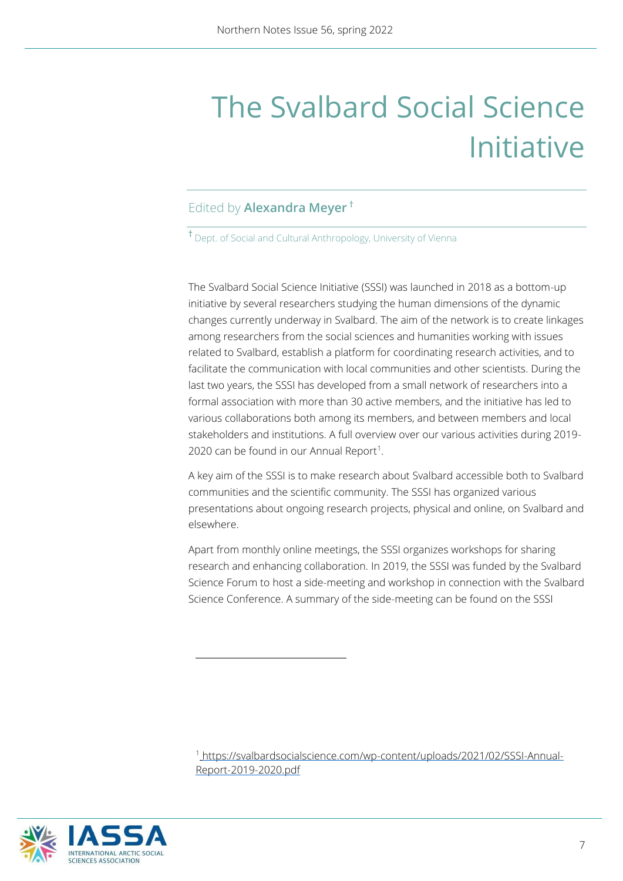# The Svalbard Social Science Initiative

Edited by **Alexandra Meyer** †

† Dept. of Social and Cultural Anthropology, University of Vienna

The Svalbard Social Science Initiative (SSSI) was launched in 2018 as a bottom-up initiative by several researchers studying the human dimensions of the dynamic changes currently underway in Svalbard. The aim of the network is to create linkages among researchers from the social sciences and humanities working with issues related to Svalbard, establish a platform for coordinating research activities, and to facilitate the communication with local communities and other scientists. During the last two years, the SSSI has developed from a small network of researchers into a formal association with more than 30 active members, and the initiative has led to various collaborations both among its members, and between members and local stakeholders and institutions. A full overview over our various activities during 2019-2020 can be found in our Annual Report[1].

A key aim of the SSSI is to make research about Svalbard accessible both to Svalbard communities and the scientific community. The SSSI has organized various presentations about ongoing research projects, physical and online, on Svalbard and elsewhere.

Apart from monthly online meetings, the SSSI organizes workshops for sharing research and enhancing collaboration. In 2019, the SSSI was funded by the Svalbard Science Forum to host a side-meeting and workshop in connection with the Svalbard Science Conference. A summary of the side-meeting can be found on the SSSI

---

[1] https://svalbardsocialscience.com/wp-content/uploads/2021/02/SSSI-Annual-Report-2019-2020.pdf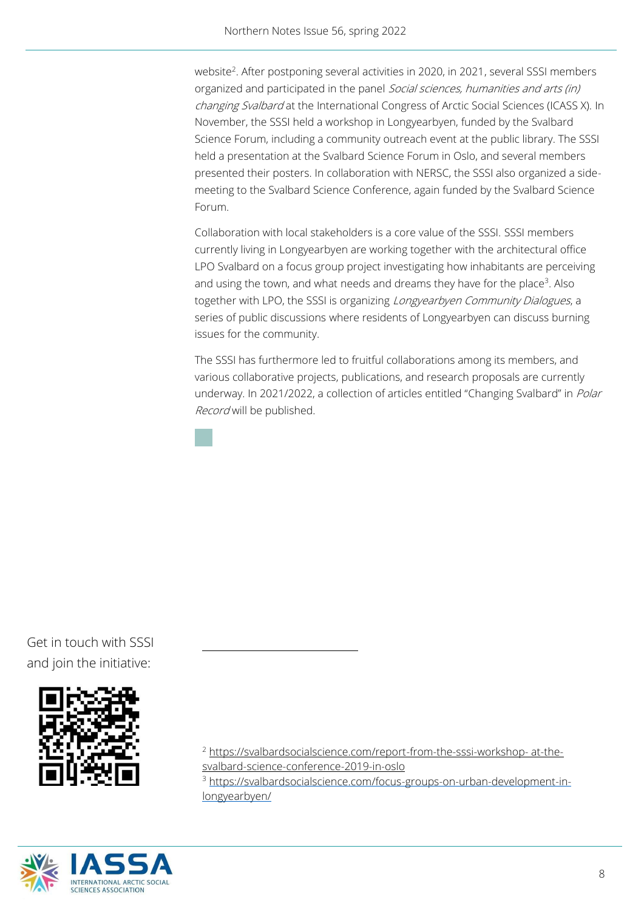website[2]. After postponing several activities in 2020, in 2021, several SSSI members organized and participated in the panel *Social sciences, humanities and arts (in) changing Svalbard* at the International Congress of Arctic Social Sciences (ICASS X). In November, the SSSI held a workshop in Longyearbyen, funded by the Svalbard Science Forum, including a community outreach event at the public library. The SSSI held a presentation at the Svalbard Science Forum in Oslo, and several members presented their posters. In collaboration with NERSC, the SSSI also organized a side-meeting to the Svalbard Science Conference, again funded by the Svalbard Science Forum.

Collaboration with local stakeholders is a core value of the SSSI. SSSI members currently living in Longyearbyen are working together with the architectural office LPO Svalbard on a focus group project investigating how inhabitants are perceiving and using the town, and what needs and dreams they have for the place[3]. Also together with LPO, the SSSI is organizing *Longyearbyen Community Dialogues*, a series of public discussions where residents of Longyearbyen can discuss burning issues for the community.

The SSSI has furthermore led to fruitful collaborations among its members, and various collaborative projects, publications, and research proposals are currently underway. In 2021/2022, a collection of articles entitled "Changing Svalbard" in *Polar Record* will be published.

Get in touch with SSSI and join the initiative:

---

[2] https://svalbardsocialscience.com/report-from-the-sssi-workshop- at-the-svalbard-science-conference-2019-in-oslo

[3] https://svalbardsocialscience.com/focus-groups-on-urban-development-in-longyearbyen/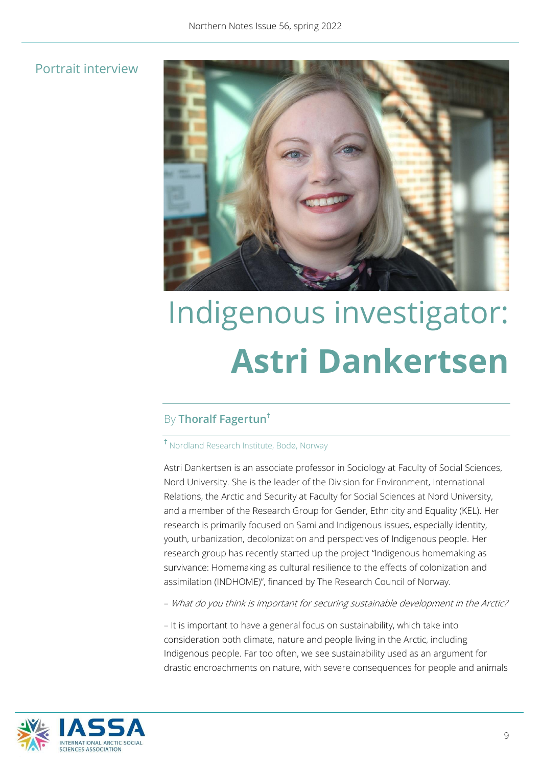Portrait interview

# Indigenous investigator: **Astri Dankertsen**

By **Thoralf Fagertun**[†]

[†] Nordland Research Institute, Bodø, Norway

Astri Dankertsen is an associate professor in Sociology at Faculty of Social Sciences, Nord University. She is the leader of the Division for Environment, International Relations, the Arctic and Security at Faculty for Social Sciences at Nord University, and a member of the Research Group for Gender, Ethnicity and Equality (KEL). Her research is primarily focused on Sami and Indigenous issues, especially identity, youth, urbanization, decolonization and perspectives of Indigenous people. Her research group has recently started up the project "Indigenous homemaking as survivance: Homemaking as cultural resilience to the effects of colonization and assimilation (INDHOME)", financed by The Research Council of Norway.

– *What do you think is important for securing sustainable development in the Arctic?*

– It is important to have a general focus on sustainability, which take into consideration both climate, nature and people living in the Arctic, including Indigenous people. Far too often, we see sustainability used as an argument for drastic encroachments on nature, with severe consequences for people and animals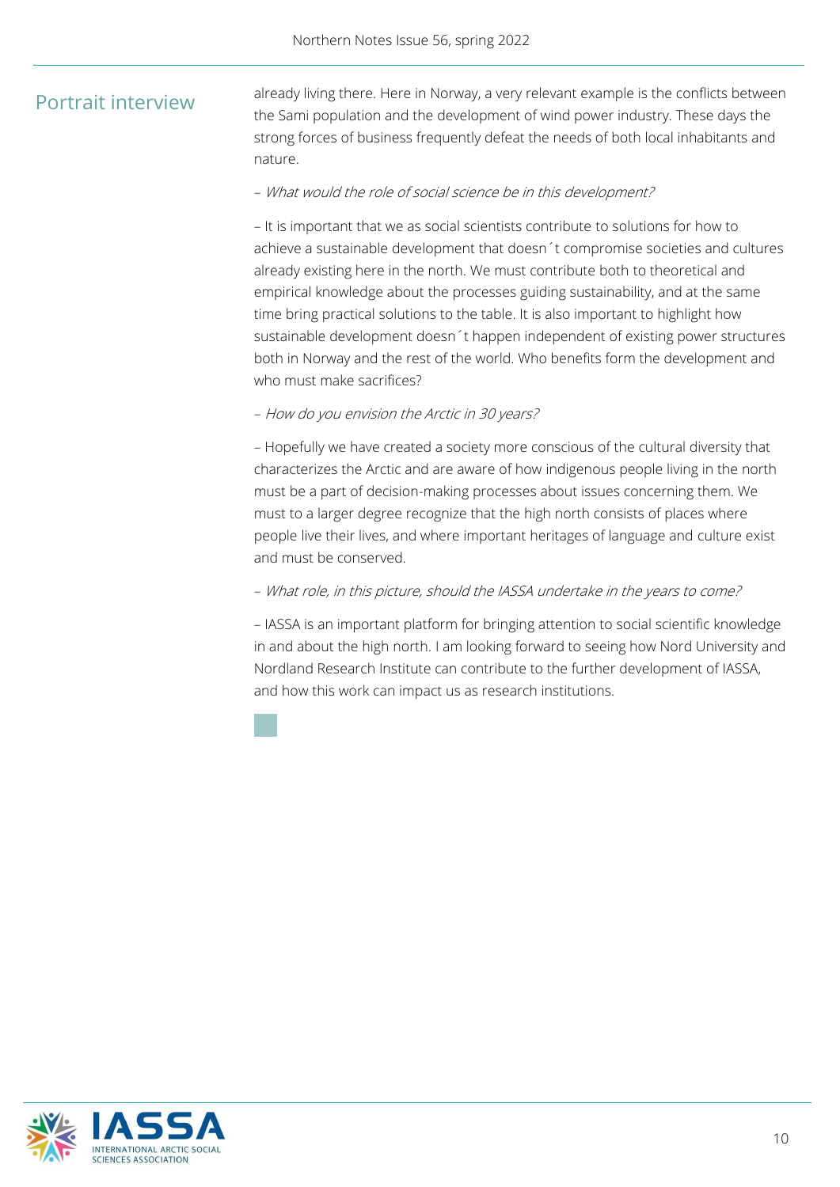## Portrait interview

already living there. Here in Norway, a very relevant example is the conflicts between the Sami population and the development of wind power industry. These days the strong forces of business frequently defeat the needs of both local inhabitants and nature.

– *What would the role of social science be in this development?*

– It is important that we as social scientists contribute to solutions for how to achieve a sustainable development that doesn´t compromise societies and cultures already existing here in the north. We must contribute both to theoretical and empirical knowledge about the processes guiding sustainability, and at the same time bring practical solutions to the table. It is also important to highlight how sustainable development doesn´t happen independent of existing power structures both in Norway and the rest of the world. Who benefits form the development and who must make sacrifices?

– *How do you envision the Arctic in 30 years?*

– Hopefully we have created a society more conscious of the cultural diversity that characterizes the Arctic and are aware of how indigenous people living in the north must be a part of decision-making processes about issues concerning them. We must to a larger degree recognize that the high north consists of places where people live their lives, and where important heritages of language and culture exist and must be conserved.

– *What role, in this picture, should the IASSA undertake in the years to come?*

– IASSA is an important platform for bringing attention to social scientific knowledge in and about the high north. I am looking forward to seeing how Nord University and Nordland Research Institute can contribute to the further development of IASSA, and how this work can impact us as research institutions.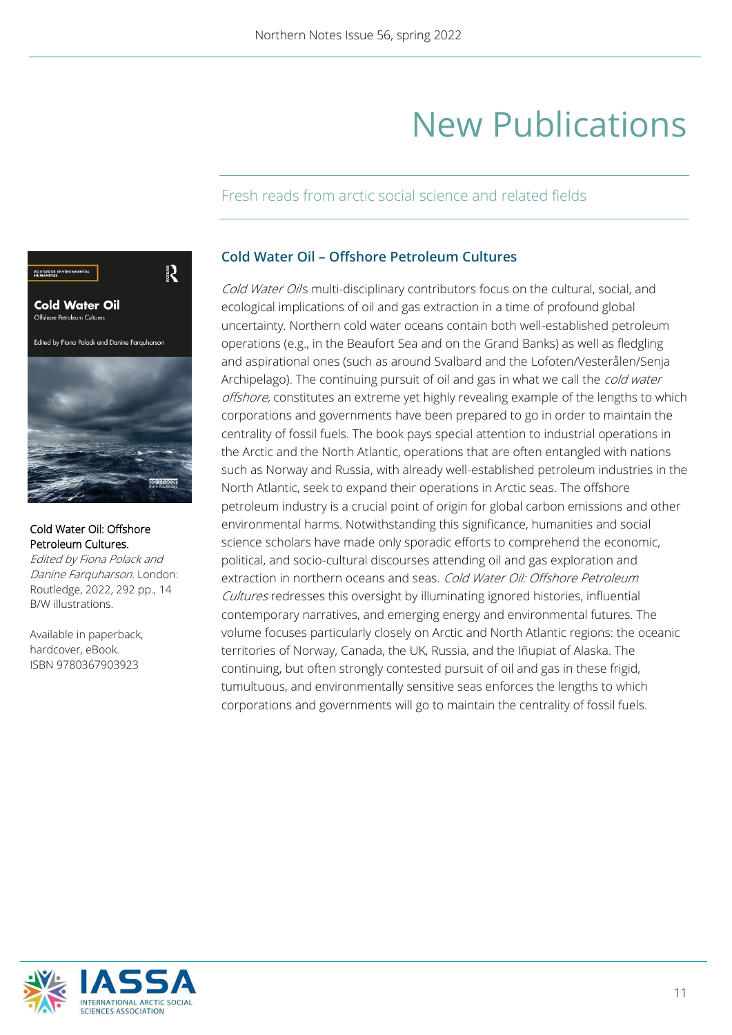# New Publications

Fresh reads from arctic social science and related fields

Cold Water Oil: Offshore Petroleum Cultures.
*Edited by Fiona Polack and Danine Farquharson.* London: Routledge, 2022, 292 pp., 14 B/W illustrations.

Available in paperback, hardcover, eBook.
ISBN 9780367903923

### Cold Water Oil – Offshore Petroleum Cultures

*Cold Water Oil*'s multi-disciplinary contributors focus on the cultural, social, and ecological implications of oil and gas extraction in a time of profound global uncertainty. Northern cold water oceans contain both well-established petroleum operations (e.g., in the Beaufort Sea and on the Grand Banks) as well as fledgling and aspirational ones (such as around Svalbard and the Lofoten/Vesterålen/Senja Archipelago). The continuing pursuit of oil and gas in what we call the *cold water offshore*, constitutes an extreme yet highly revealing example of the lengths to which corporations and governments have been prepared to go in order to maintain the centrality of fossil fuels. The book pays special attention to industrial operations in the Arctic and the North Atlantic, operations that are often entangled with nations such as Norway and Russia, with already well-established petroleum industries in the North Atlantic, seek to expand their operations in Arctic seas. The offshore petroleum industry is a crucial point of origin for global carbon emissions and other environmental harms. Notwithstanding this significance, humanities and social science scholars have made only sporadic efforts to comprehend the economic, political, and socio-cultural discourses attending oil and gas exploration and extraction in northern oceans and seas. *Cold Water Oil: Offshore Petroleum Cultures* redresses this oversight by illuminating ignored histories, influential contemporary narratives, and emerging energy and environmental futures. The volume focuses particularly closely on Arctic and North Atlantic regions: the oceanic territories of Norway, Canada, the UK, Russia, and the Iñupiat of Alaska. The continuing, but often strongly contested pursuit of oil and gas in these frigid, tumultuous, and environmentally sensitive seas enforces the lengths to which corporations and governments will go to maintain the centrality of fossil fuels.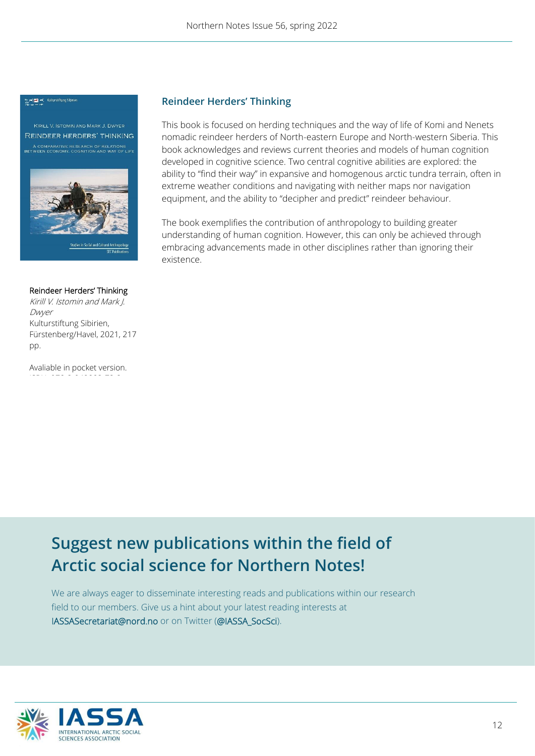## Reindeer Herders' Thinking

This book is focused on herding techniques and the way of life of Komi and Nenets nomadic reindeer herders of North-eastern Europe and North-western Siberia. This book acknowledges and reviews current theories and models of human cognition developed in cognitive science. Two central cognitive abilities are explored: the ability to "find their way" in expansive and homogenous arctic tundra terrain, often in extreme weather conditions and navigating with neither maps nor navigation equipment, and the ability to "decipher and predict" reindeer behaviour.

The book exemplifies the contribution of anthropology to building greater understanding of human cognition. However, this can only be achieved through embracing advancements made in other disciplines rather than ignoring their existence.

Reindeer Herders' Thinking
*Kirill V. Istomin and Mark J. Dwyer*
Kulturstiftung Sibirien, Fürstenberg/Havel, 2021, 217 pp.

Avaliable in pocket version.

## Suggest new publications within the field of Arctic social science for Northern Notes!

We are always eager to disseminate interesting reads and publications within our research field to our members. Give us a hint about your latest reading interests at IASSASecretariat@nord.no or on Twitter (@IASSA_SocSci).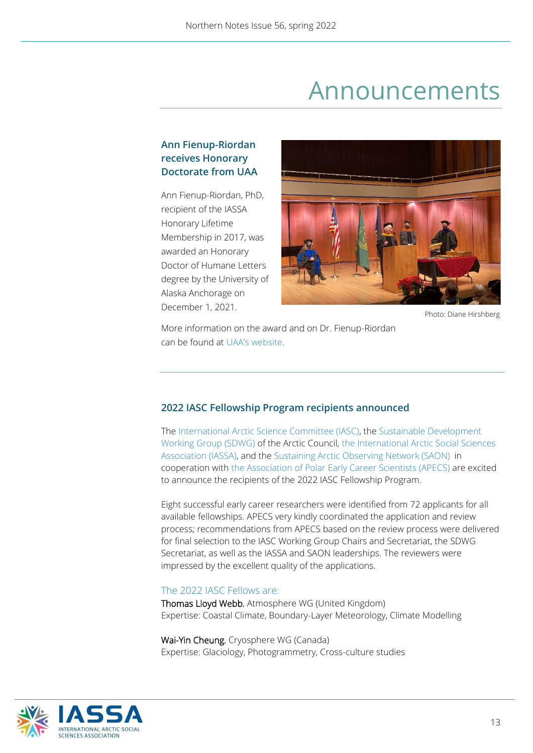# Announcements

### Ann Fienup-Riordan receives Honorary Doctorate from UAA

Ann Fienup-Riordan, PhD, recipient of the IASSA Honorary Lifetime Membership in 2017, was awarded an Honorary Doctor of Humane Letters degree by the University of Alaska Anchorage on December 1, 2021.

Photo: Diane Hirshberg

More information on the award and on Dr. Fienup-Riordan can be found at UAA's website.

### 2022 IASC Fellowship Program recipients announced

The International Arctic Science Committee (IASC), the Sustainable Development Working Group (SDWG) of the Arctic Council, the International Arctic Social Sciences Association (IASSA), and the Sustaining Arctic Observing Network (SAON) in cooperation with the Association of Polar Early Career Scientists (APECS) are excited to announce the recipients of the 2022 IASC Fellowship Program.

Eight successful early career researchers were identified from 72 applicants for all available fellowships. APECS very kindly coordinated the application and review process; recommendations from APECS based on the review process were delivered for final selection to the IASC Working Group Chairs and Secretariat, the SDWG Secretariat, as well as the IASSA and SAON leaderships. The reviewers were impressed by the excellent quality of the applications.

The 2022 IASC Fellows are:

Thomas Lloyd Webb, Atmosphere WG (United Kingdom)
Expertise: Coastal Climate, Boundary-Layer Meteorology, Climate Modelling

Wai-Yin Cheung, Cryosphere WG (Canada)
Expertise: Glaciology, Photogrammetry, Cross-culture studies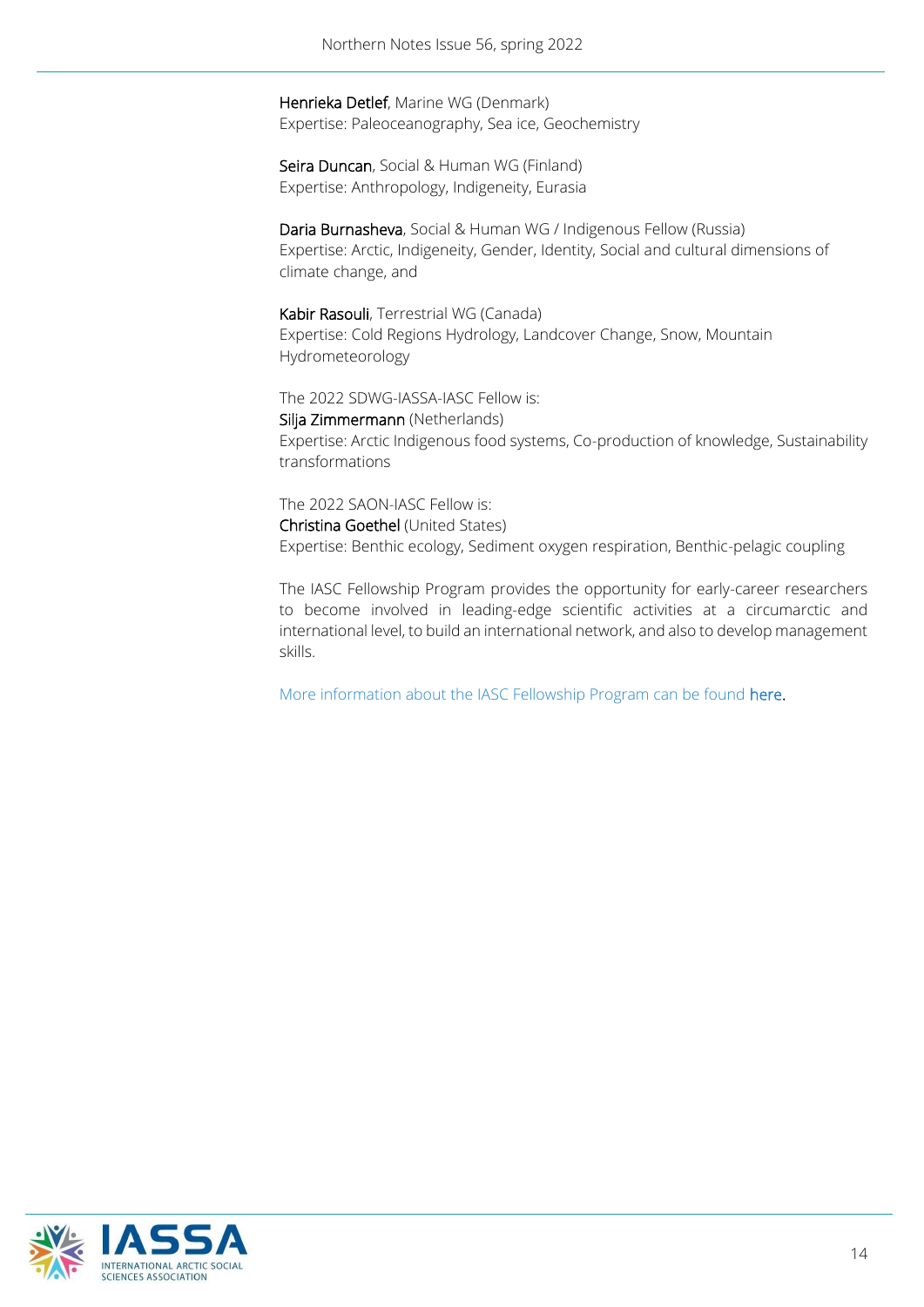Henrieka Detlef, Marine WG (Denmark)
Expertise: Paleoceanography, Sea ice, Geochemistry

Seira Duncan, Social & Human WG (Finland)
Expertise: Anthropology, Indigeneity, Eurasia

Daria Burnasheva, Social & Human WG / Indigenous Fellow (Russia)
Expertise: Arctic, Indigeneity, Gender, Identity, Social and cultural dimensions of climate change, and

Kabir Rasouli, Terrestrial WG (Canada)
Expertise: Cold Regions Hydrology, Landcover Change, Snow, Mountain Hydrometeorology

The 2022 SDWG-IASSA-IASC Fellow is:
Silja Zimmermann (Netherlands)
Expertise: Arctic Indigenous food systems, Co-production of knowledge, Sustainability transformations

The 2022 SAON-IASC Fellow is:
Christina Goethel (United States)
Expertise: Benthic ecology, Sediment oxygen respiration, Benthic-pelagic coupling

The IASC Fellowship Program provides the opportunity for early-career researchers to become involved in leading-edge scientific activities at a circumarctic and international level, to build an international network, and also to develop management skills.

More information about the IASC Fellowship Program can be found here.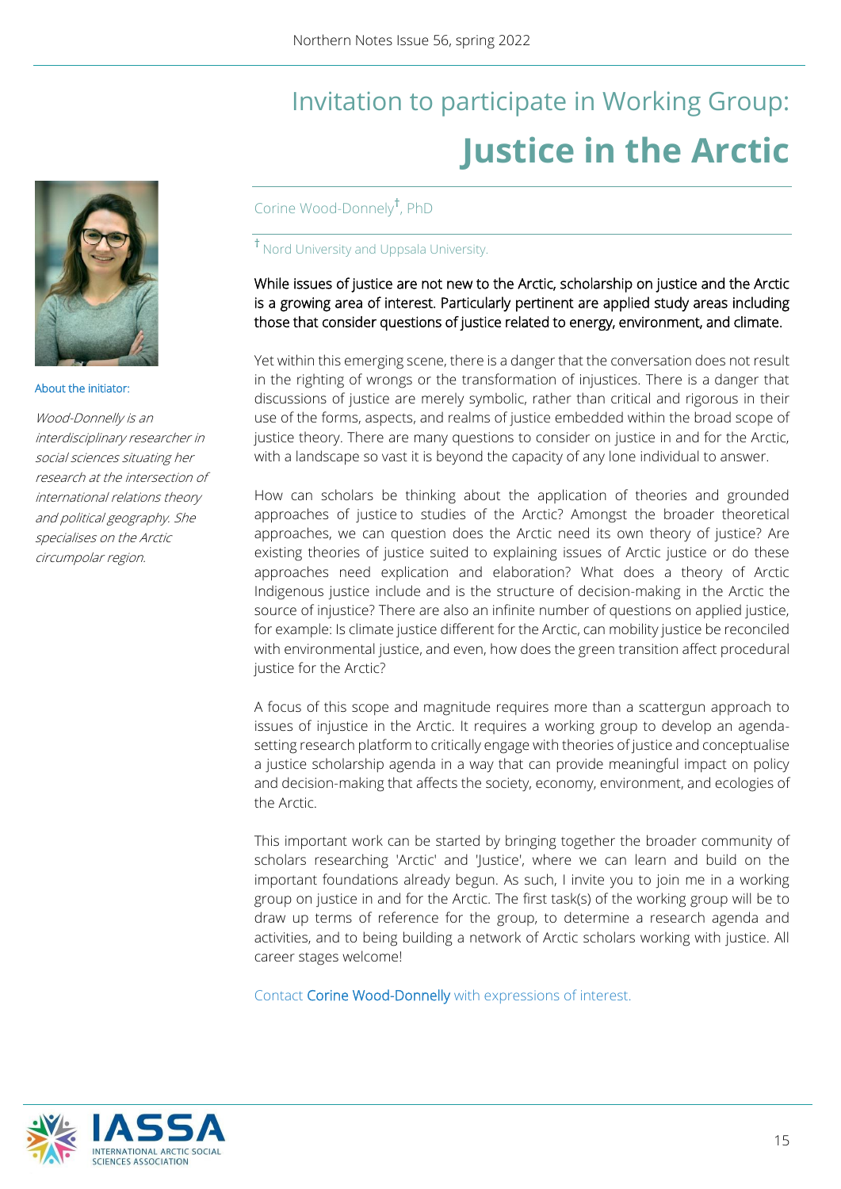# Invitation to participate in Working Group:

# Justice in the Arctic

Corine Wood-Donnely[†], PhD

[†] Nord University and Uppsala University.

About the initiator:

*Wood-Donnelly is an interdisciplinary researcher in social sciences situating her research at the intersection of international relations theory and political geography. She specialises on the Arctic circumpolar region.*

While issues of justice are not new to the Arctic, scholarship on justice and the Arctic is a growing area of interest. Particularly pertinent are applied study areas including those that consider questions of justice related to energy, environment, and climate.

Yet within this emerging scene, there is a danger that the conversation does not result in the righting of wrongs or the transformation of injustices. There is a danger that discussions of justice are merely symbolic, rather than critical and rigorous in their use of the forms, aspects, and realms of justice embedded within the broad scope of justice theory. There are many questions to consider on justice in and for the Arctic, with a landscape so vast it is beyond the capacity of any lone individual to answer.

How can scholars be thinking about the application of theories and grounded approaches of justice to studies of the Arctic? Amongst the broader theoretical approaches, we can question does the Arctic need its own theory of justice? Are existing theories of justice suited to explaining issues of Arctic justice or do these approaches need explication and elaboration? What does a theory of Arctic Indigenous justice include and is the structure of decision-making in the Arctic the source of injustice? There are also an infinite number of questions on applied justice, for example: Is climate justice different for the Arctic, can mobility justice be reconciled with environmental justice, and even, how does the green transition affect procedural justice for the Arctic?

A focus of this scope and magnitude requires more than a scattergun approach to issues of injustice in the Arctic. It requires a working group to develop an agenda-setting research platform to critically engage with theories of justice and conceptualise a justice scholarship agenda in a way that can provide meaningful impact on policy and decision-making that affects the society, economy, environment, and ecologies of the Arctic.

This important work can be started by bringing together the broader community of scholars researching 'Arctic' and 'Justice', where we can learn and build on the important foundations already begun. As such, I invite you to join me in a working group on justice in and for the Arctic. The first task(s) of the working group will be to draw up terms of reference for the group, to determine a research agenda and activities, and to being building a network of Arctic scholars working with justice. All career stages welcome!

Contact Corine Wood-Donnelly with expressions of interest.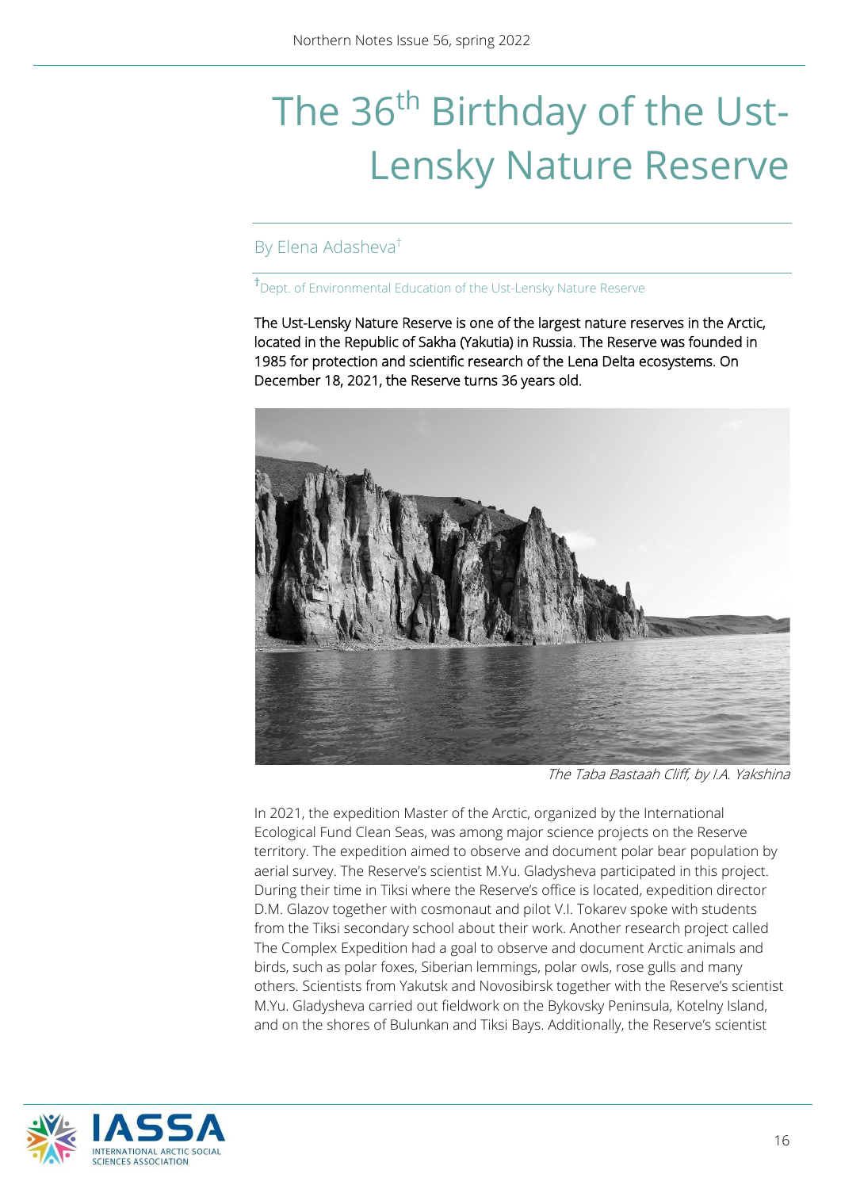# The 36th Birthday of the Ust-Lensky Nature Reserve

By Elena Adasheva[†]

[†]Dept. of Environmental Education of the Ust-Lensky Nature Reserve

The Ust-Lensky Nature Reserve is one of the largest nature reserves in the Arctic, located in the Republic of Sakha (Yakutia) in Russia. The Reserve was founded in 1985 for protection and scientific research of the Lena Delta ecosystems. On December 18, 2021, the Reserve turns 36 years old.

*The Taba Bastaah Cliff, by I.A. Yakshina*

In 2021, the expedition Master of the Arctic, organized by the International Ecological Fund Clean Seas, was among major science projects on the Reserve territory. The expedition aimed to observe and document polar bear population by aerial survey. The Reserve's scientist M.Yu. Gladysheva participated in this project. During their time in Tiksi where the Reserve's office is located, expedition director D.M. Glazov together with cosmonaut and pilot V.I. Tokarev spoke with students from the Tiksi secondary school about their work. Another research project called The Complex Expedition had a goal to observe and document Arctic animals and birds, such as polar foxes, Siberian lemmings, polar owls, rose gulls and many others. Scientists from Yakutsk and Novosibirsk together with the Reserve's scientist M.Yu. Gladysheva carried out fieldwork on the Bykovsky Peninsula, Kotelny Island, and on the shores of Bulunkan and Tiksi Bays. Additionally, the Reserve's scientist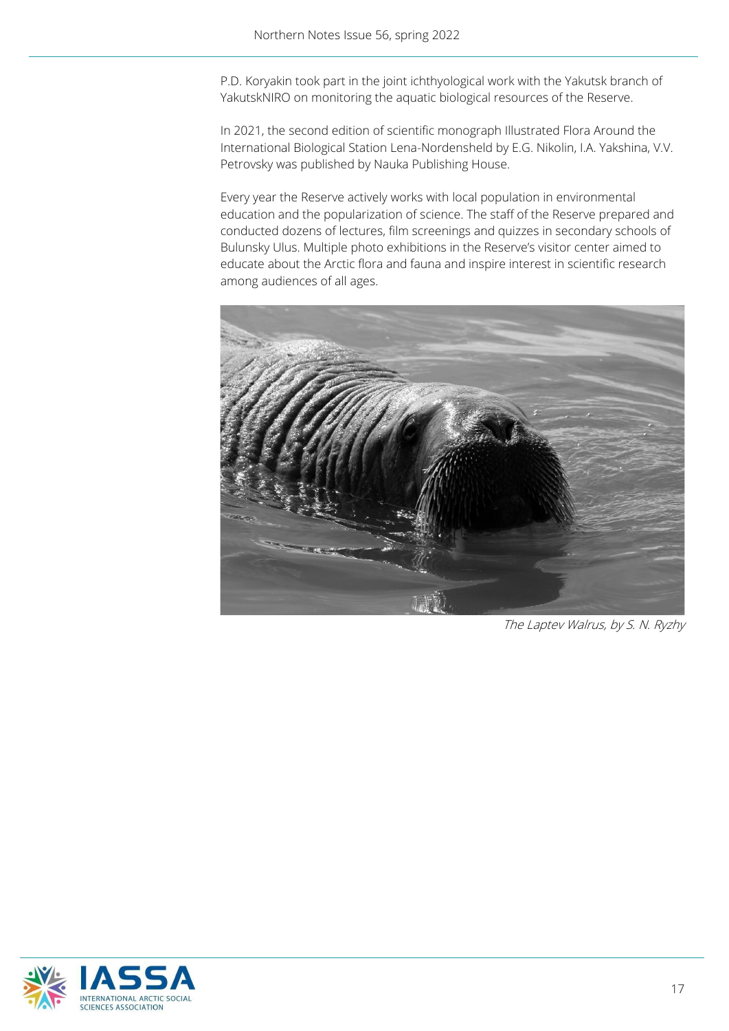P.D. Koryakin took part in the joint ichthyological work with the Yakutsk branch of YakutskNIRO on monitoring the aquatic biological resources of the Reserve.

In 2021, the second edition of scientific monograph Illustrated Flora Around the International Biological Station Lena-Nordensheld by E.G. Nikolin, I.A. Yakshina, V.V. Petrovsky was published by Nauka Publishing House.

Every year the Reserve actively works with local population in environmental education and the popularization of science. The staff of the Reserve prepared and conducted dozens of lectures, film screenings and quizzes in secondary schools of Bulunsky Ulus. Multiple photo exhibitions in the Reserve's visitor center aimed to educate about the Arctic flora and fauna and inspire interest in scientific research among audiences of all ages.

*The Laptev Walrus, by S. N. Ryzhy*